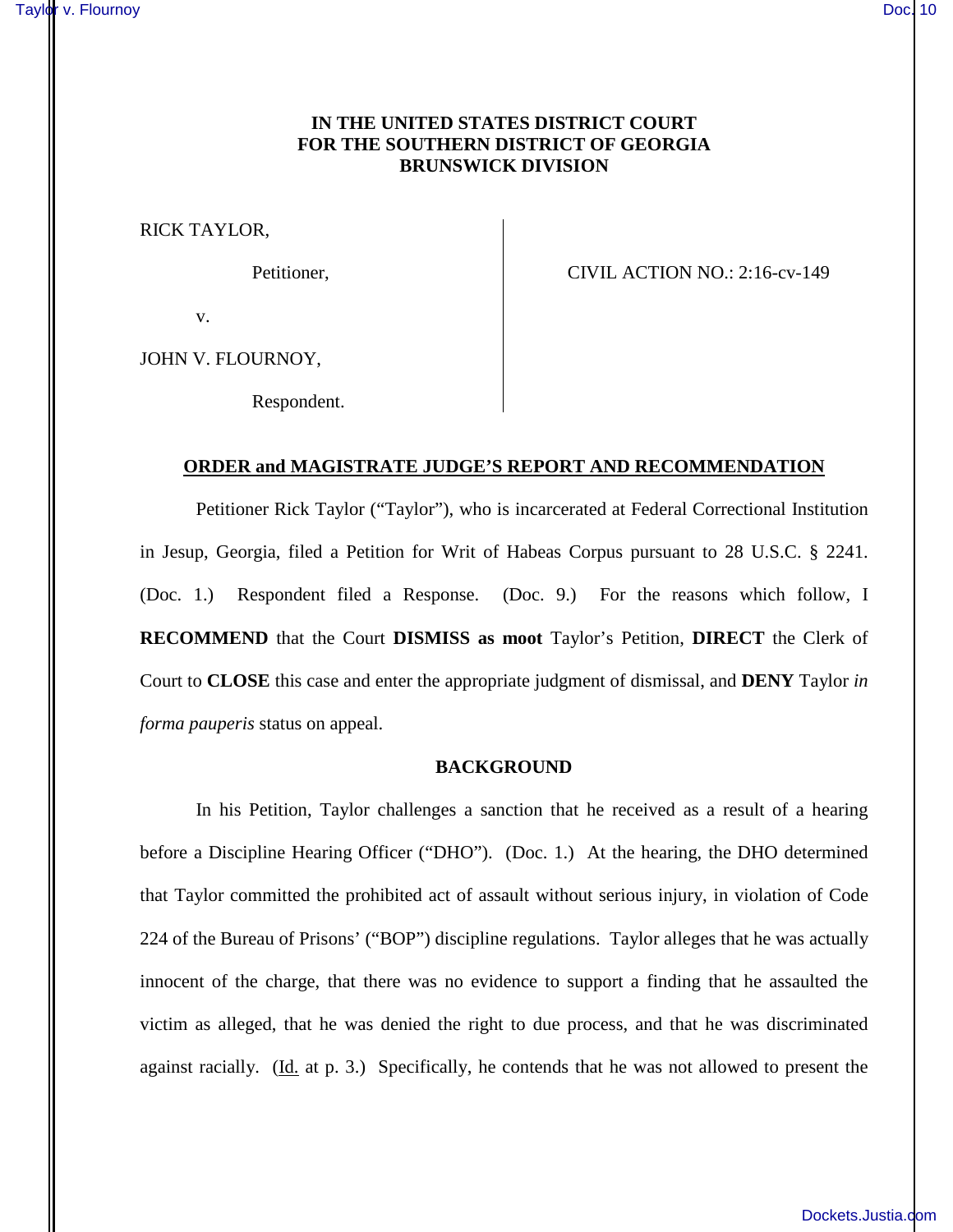**IN THE UNITED STATES DISTRICT COURT**
**FOR THE SOUTHERN DISTRICT OF GEORGIA**
**BRUNSWICK DIVISION**

RICK TAYLOR,

Petitioner,

v.

JOHN V. FLOURNOY,

Respondent.

CIVIL ACTION NO.: 2:16-cv-149

**ORDER and MAGISTRATE JUDGE'S REPORT AND RECOMMENDATION**

Petitioner Rick Taylor ("Taylor"), who is incarcerated at Federal Correctional Institution in Jesup, Georgia, filed a Petition for Writ of Habeas Corpus pursuant to 28 U.S.C. § 2241. (Doc. 1.) Respondent filed a Response. (Doc. 9.) For the reasons which follow, I **RECOMMEND** that the Court **DISMISS as moot** Taylor's Petition, **DIRECT** the Clerk of Court to **CLOSE** this case and enter the appropriate judgment of dismissal, and **DENY** Taylor *in forma pauperis* status on appeal.

**BACKGROUND**

In his Petition, Taylor challenges a sanction that he received as a result of a hearing before a Discipline Hearing Officer ("DHO"). (Doc. 1.) At the hearing, the DHO determined that Taylor committed the prohibited act of assault without serious injury, in violation of Code 224 of the Bureau of Prisons' ("BOP") discipline regulations. Taylor alleges that he was actually innocent of the charge, that there was no evidence to support a finding that he assaulted the victim as alleged, that he was denied the right to due process, and that he was discriminated against racially. (Id. at p. 3.) Specifically, he contends that he was not allowed to present the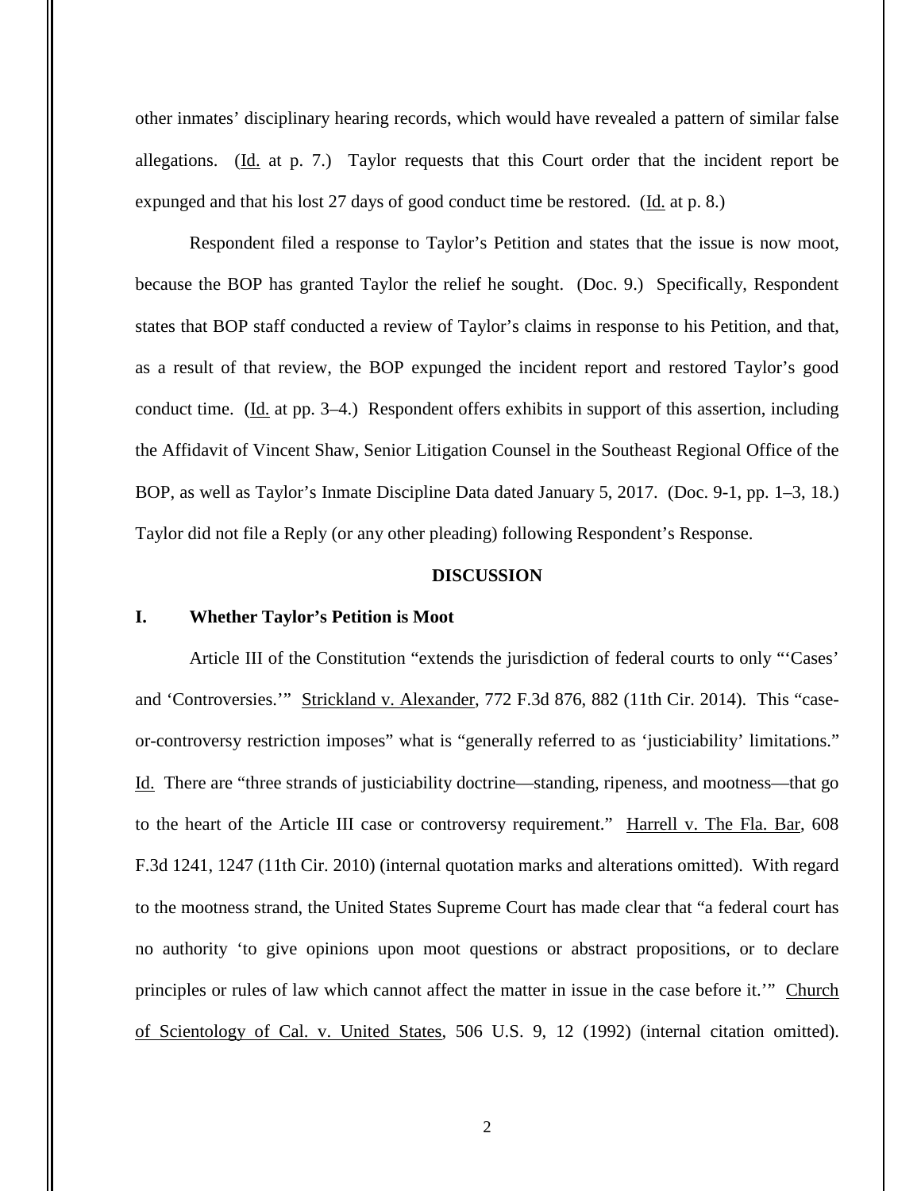other inmates' disciplinary hearing records, which would have revealed a pattern of similar false allegations. (Id. at p. 7.) Taylor requests that this Court order that the incident report be expunged and that his lost 27 days of good conduct time be restored. (Id. at p. 8.)

Respondent filed a response to Taylor's Petition and states that the issue is now moot, because the BOP has granted Taylor the relief he sought. (Doc. 9.) Specifically, Respondent states that BOP staff conducted a review of Taylor's claims in response to his Petition, and that, as a result of that review, the BOP expunged the incident report and restored Taylor's good conduct time. (Id. at pp. 3–4.) Respondent offers exhibits in support of this assertion, including the Affidavit of Vincent Shaw, Senior Litigation Counsel in the Southeast Regional Office of the BOP, as well as Taylor's Inmate Discipline Data dated January 5, 2017. (Doc. 9-1, pp. 1–3, 18.) Taylor did not file a Reply (or any other pleading) following Respondent's Response.

## DISCUSSION

### I. Whether Taylor's Petition is Moot

Article III of the Constitution "extends the jurisdiction of federal courts to only "'Cases' and 'Controversies.'" Strickland v. Alexander, 772 F.3d 876, 882 (11th Cir. 2014). This "case-or-controversy restriction imposes" what is "generally referred to as 'justiciability' limitations." Id. There are "three strands of justiciability doctrine—standing, ripeness, and mootness—that go to the heart of the Article III case or controversy requirement." Harrell v. The Fla. Bar, 608 F.3d 1241, 1247 (11th Cir. 2010) (internal quotation marks and alterations omitted). With regard to the mootness strand, the United States Supreme Court has made clear that "a federal court has no authority 'to give opinions upon moot questions or abstract propositions, or to declare principles or rules of law which cannot affect the matter in issue in the case before it.'" Church of Scientology of Cal. v. United States, 506 U.S. 9, 12 (1992) (internal citation omitted).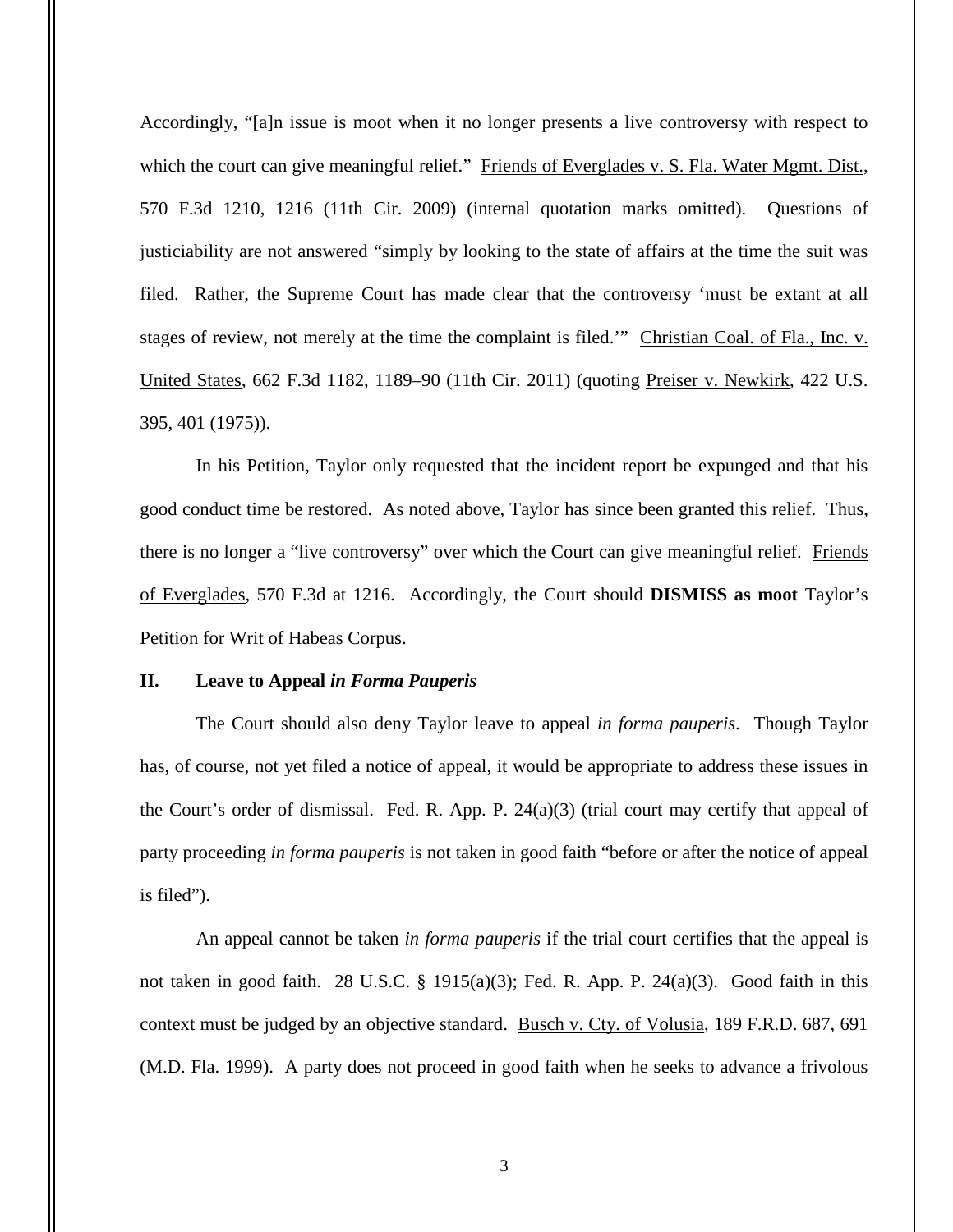Accordingly, "[a]n issue is moot when it no longer presents a live controversy with respect to which the court can give meaningful relief." Friends of Everglades v. S. Fla. Water Mgmt. Dist., 570 F.3d 1210, 1216 (11th Cir. 2009) (internal quotation marks omitted). Questions of justiciability are not answered "simply by looking to the state of affairs at the time the suit was filed. Rather, the Supreme Court has made clear that the controversy 'must be extant at all stages of review, not merely at the time the complaint is filed.'" Christian Coal. of Fla., Inc. v. United States, 662 F.3d 1182, 1189–90 (11th Cir. 2011) (quoting Preiser v. Newkirk, 422 U.S. 395, 401 (1975)).

In his Petition, Taylor only requested that the incident report be expunged and that his good conduct time be restored. As noted above, Taylor has since been granted this relief. Thus, there is no longer a "live controversy" over which the Court can give meaningful relief. Friends of Everglades, 570 F.3d at 1216. Accordingly, the Court should **DISMISS as moot** Taylor's Petition for Writ of Habeas Corpus.

## II. Leave to Appeal *in Forma Pauperis*

The Court should also deny Taylor leave to appeal *in forma pauperis*. Though Taylor has, of course, not yet filed a notice of appeal, it would be appropriate to address these issues in the Court's order of dismissal. Fed. R. App. P. 24(a)(3) (trial court may certify that appeal of party proceeding *in forma pauperis* is not taken in good faith "before or after the notice of appeal is filed").

An appeal cannot be taken *in forma pauperis* if the trial court certifies that the appeal is not taken in good faith. 28 U.S.C. § 1915(a)(3); Fed. R. App. P. 24(a)(3). Good faith in this context must be judged by an objective standard. Busch v. Cty. of Volusia, 189 F.R.D. 687, 691 (M.D. Fla. 1999). A party does not proceed in good faith when he seeks to advance a frivolous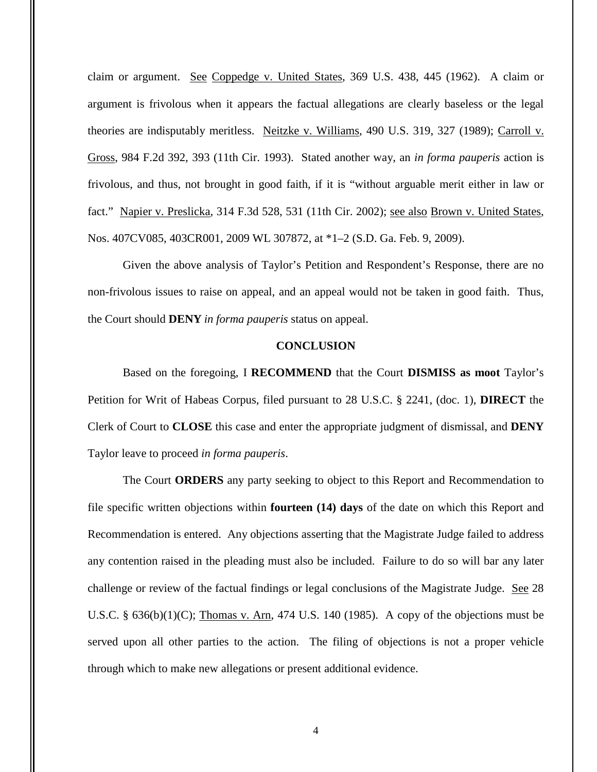claim or argument. See Coppedge v. United States, 369 U.S. 438, 445 (1962). A claim or argument is frivolous when it appears the factual allegations are clearly baseless or the legal theories are indisputably meritless. Neitzke v. Williams, 490 U.S. 319, 327 (1989); Carroll v. Gross, 984 F.2d 392, 393 (11th Cir. 1993). Stated another way, an *in forma pauperis* action is frivolous, and thus, not brought in good faith, if it is "without arguable merit either in law or fact." Napier v. Preslicka, 314 F.3d 528, 531 (11th Cir. 2002); see also Brown v. United States, Nos. 407CV085, 403CR001, 2009 WL 307872, at *1–2 (S.D. Ga. Feb. 9, 2009).

Given the above analysis of Taylor's Petition and Respondent's Response, there are no non-frivolous issues to raise on appeal, and an appeal would not be taken in good faith. Thus, the Court should **DENY** *in forma pauperis* status on appeal.

## CONCLUSION

Based on the foregoing, I **RECOMMEND** that the Court **DISMISS as moot** Taylor's Petition for Writ of Habeas Corpus, filed pursuant to 28 U.S.C. § 2241, (doc. 1), **DIRECT** the Clerk of Court to **CLOSE** this case and enter the appropriate judgment of dismissal, and **DENY** Taylor leave to proceed *in forma pauperis*.

The Court **ORDERS** any party seeking to object to this Report and Recommendation to file specific written objections within **fourteen (14) days** of the date on which this Report and Recommendation is entered. Any objections asserting that the Magistrate Judge failed to address any contention raised in the pleading must also be included. Failure to do so will bar any later challenge or review of the factual findings or legal conclusions of the Magistrate Judge. See 28 U.S.C. § 636(b)(1)(C); Thomas v. Arn, 474 U.S. 140 (1985). A copy of the objections must be served upon all other parties to the action. The filing of objections is not a proper vehicle through which to make new allegations or present additional evidence.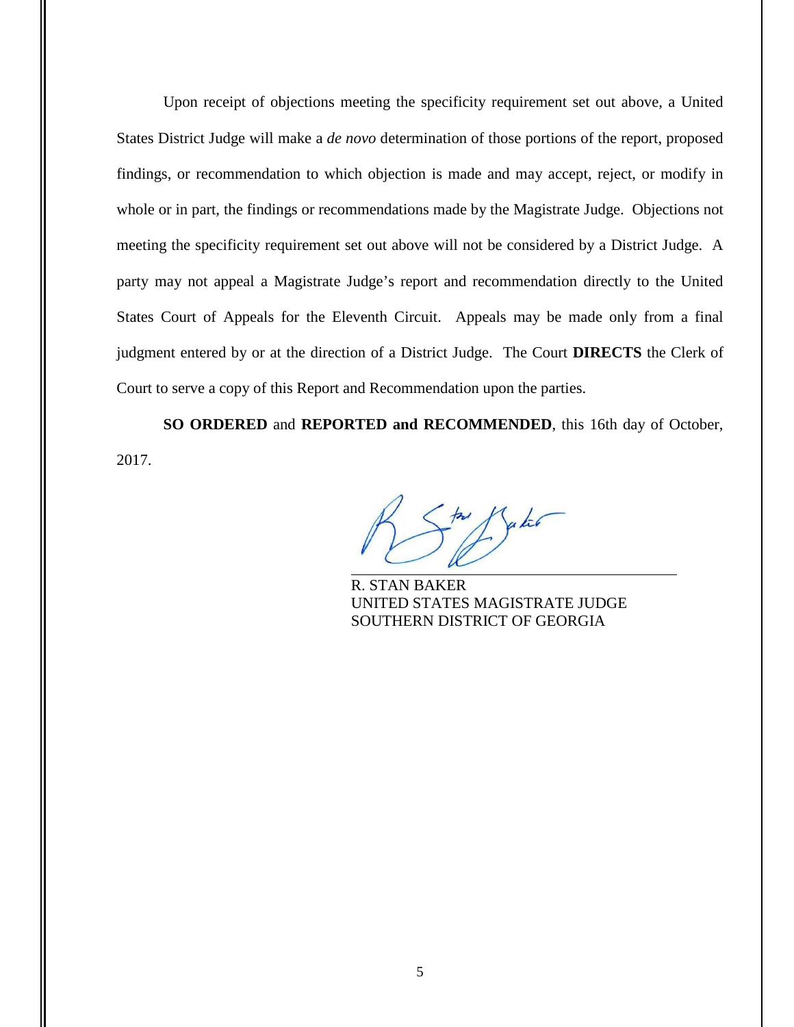Upon receipt of objections meeting the specificity requirement set out above, a United States District Judge will make a *de novo* determination of those portions of the report, proposed findings, or recommendation to which objection is made and may accept, reject, or modify in whole or in part, the findings or recommendations made by the Magistrate Judge. Objections not meeting the specificity requirement set out above will not be considered by a District Judge. A party may not appeal a Magistrate Judge's report and recommendation directly to the United States Court of Appeals for the Eleventh Circuit. Appeals may be made only from a final judgment entered by or at the direction of a District Judge. The Court **DIRECTS** the Clerk of Court to serve a copy of this Report and Recommendation upon the parties.

**SO ORDERED** and **REPORTED and RECOMMENDED**, this 16th day of October, 2017.

R. STAN BAKER
UNITED STATES MAGISTRATE JUDGE
SOUTHERN DISTRICT OF GEORGIA